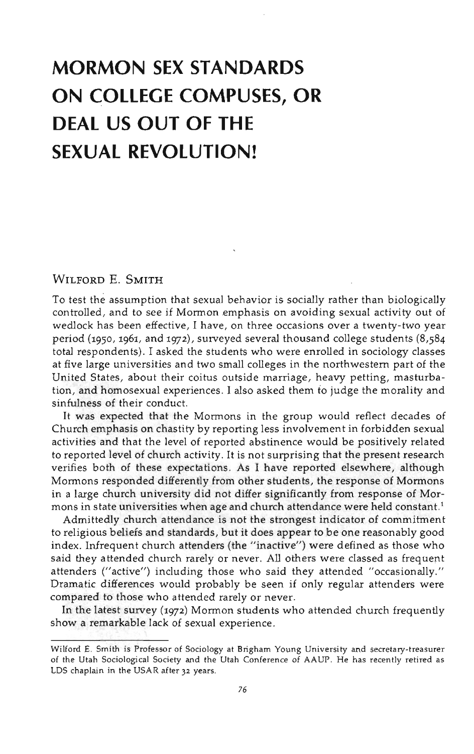# MORMON SEX STANDARDS ON COLLEGE COMPUSES, OR DEAL US OUT OF THE SEXUAL REVOLUTION!

WILFORD E. SMITH

To test the assumption that sexual behavior is socially rather than biologically controlled, and to see if Mormon emphasis on avoiding sexual activity out of wedlock has been effective, I have, on three occasions over a twenty-two year period (1950, 1961, and 1972), surveyed several thousand college students (8,584 total respondents). I asked the students who were enrolled in sociology classes at five large universities and two small colleges in the northwestern part of the United States, about their coitus outside marriage, heavy petting, masturbation, and homosexual experiences. I also asked them to judge the morality and sinfulness of their conduct.

It was expected that the Mormons in the group would reflect decades of Church emphasis on chastity by reporting less involvement in forbidden sexual activities and that the level of reported abstinence would be positively related to reported level of church activity. It is not surprising that the present research verifies both of these expectations. As I have reported elsewhere, although Mormons responded differently from other students, the response of Mormons in a large church university did not differ significantly from response of Mormons in state universities when age and church attendance were held constant.[1]

Admittedly church attendance is not the strongest indicator of commitment to religious beliefs and standards, but it does appear to be one reasonably good index. Infrequent church attenders (the "inactive") were defined as those who said they attended church rarely or never. All others were classed as frequent attenders ("active") including those who said they attended "occasionally." Dramatic differences would probably be seen if only regular attenders were compared to those who attended rarely or never.

In the latest survey (1972) Mormon students who attended church frequently show a remarkable lack of sexual experience.

---

Wilford E. Smith is Professor of Sociology at Brigham Young University and secretary-treasurer of the Utah Sociological Society and the Utah Conference of AAUP. He has recently retired as LDS chaplain in the USAR after 32 years.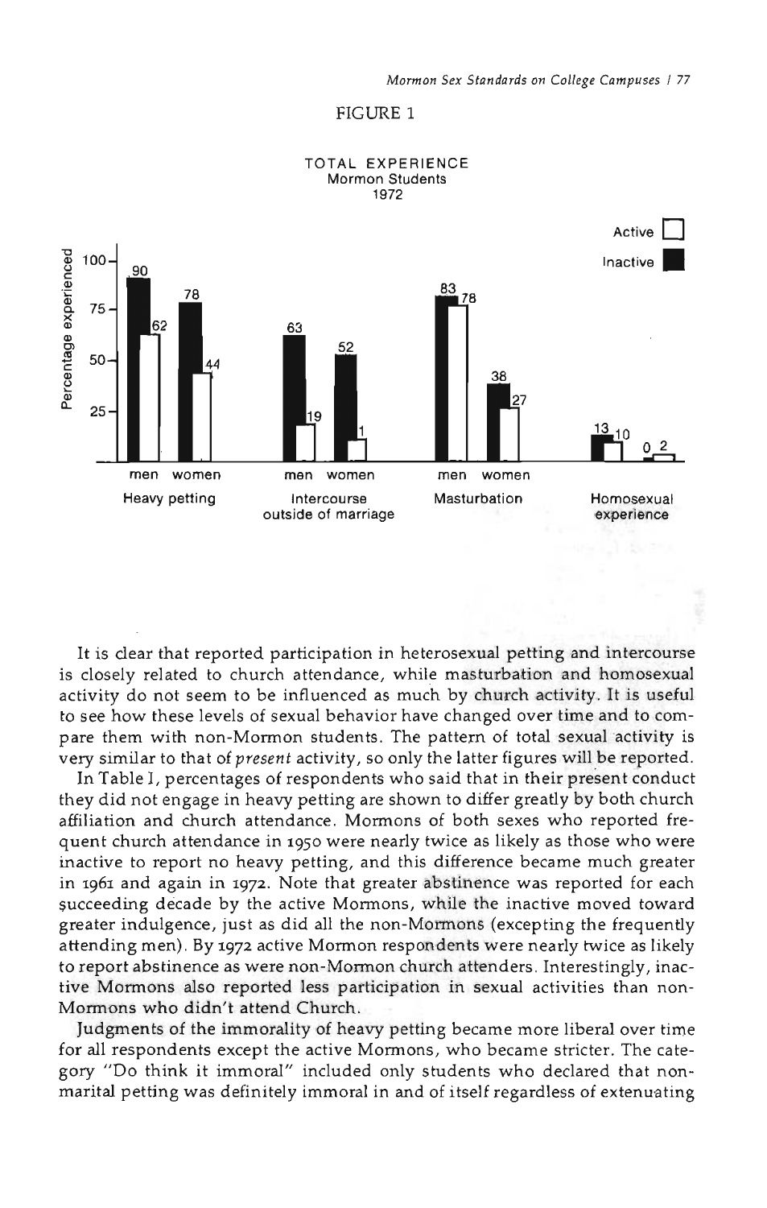FIGURE 1

TOTAL EXPERIENCE
Mormon Students
1972

It is clear that reported participation in heterosexual petting and intercourse is closely related to church attendance, while masturbation and homosexual activity do not seem to be influenced as much by church activity. It is useful to see how these levels of sexual behavior have changed over time and to compare them with non-Mormon students. The pattern of total sexual activity is very similar to that of *present* activity, so only the latter figures will be reported.

In Table I, percentages of respondents who said that in their present conduct they did not engage in heavy petting are shown to differ greatly by both church affiliation and church attendance. Mormons of both sexes who reported frequent church attendance in 1950 were nearly twice as likely as those who were inactive to report no heavy petting, and this difference became much greater in 1961 and again in 1972. Note that greater abstinence was reported for each succeeding decade by the active Mormons, while the inactive moved toward greater indulgence, just as did all the non-Mormons (excepting the frequently attending men). By 1972 active Mormon respondents were nearly twice as likely to report abstinence as were non-Mormon church attenders. Interestingly, inactive Mormons also reported less participation in sexual activities than non-Mormons who didn't attend Church.

Judgments of the immorality of heavy petting became more liberal over time for all respondents except the active Mormons, who became stricter. The category "Do think it immoral" included only students who declared that nonmarital petting was definitely immoral in and of itself regardless of extenuating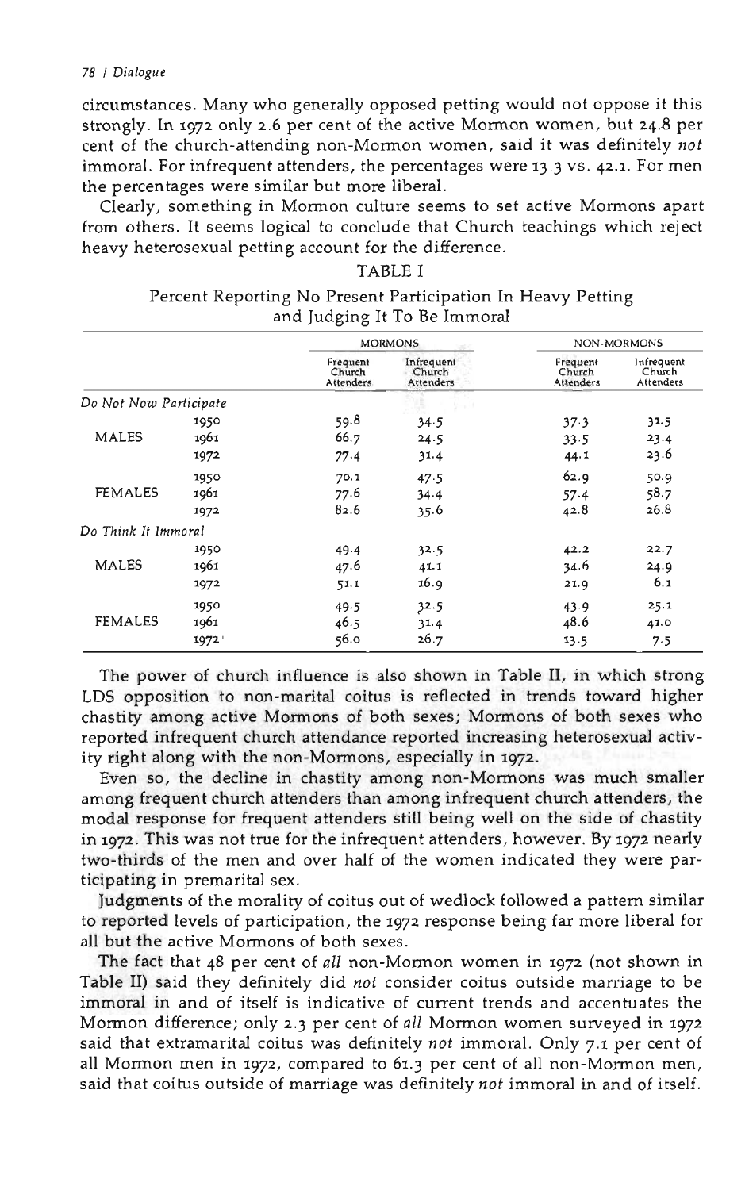circumstances. Many who generally opposed petting would not oppose it this strongly. In 1972 only 2.6 per cent of the active Mormon women, but 24.8 per cent of the church-attending non-Mormon women, said it was definitely *not* immoral. For infrequent attenders, the percentages were 13.3 vs. 42.1. For men the percentages were similar but more liberal.

Clearly, something in Mormon culture seems to set active Mormons apart from others. It seems logical to conclude that Church teachings which reject heavy heterosexual petting account for the difference.

TABLE I

Percent Reporting No Present Participation In Heavy Petting and Judging It To Be Immoral

| | | MORMONS | | NON-MORMONS | |
|---|---|---|---|---|---|
| | | Frequent Church Attenders | Infrequent Church Attenders | Frequent Church Attenders | Infrequent Church Attenders |
| *Do Not Now Participate* | | | | | |
| MALES | 1950 | 59.8 | 34.5 | 37.3 | 31.5 |
| | 1961 | 66.7 | 24.5 | 33.5 | 23.4 |
| | 1972 | 77.4 | 31.4 | 44.1 | 23.6 |
| FEMALES | 1950 | 70.1 | 47.5 | 62.9 | 50.9 |
| | 1961 | 77.6 | 34.4 | 57.4 | 58.7 |
| | 1972 | 82.6 | 35.6 | 42.8 | 26.8 |
| *Do Think It Immoral* | | | | | |
| MALES | 1950 | 49.4 | 32.5 | 42.2 | 22.7 |
| | 1961 | 47.6 | 41.1 | 34.6 | 24.9 |
| | 1972 | 51.1 | 16.9 | 21.9 | 6.1 |
| FEMALES | 1950 | 49.5 | 32.5 | 43.9 | 25.1 |
| | 1961 | 46.5 | 31.4 | 48.6 | 41.0 |
| | 1972 | 56.0 | 26.7 | 13.5 | 7.5 |

The power of church influence is also shown in Table II, in which strong LDS opposition to non-marital coitus is reflected in trends toward higher chastity among active Mormons of both sexes; Mormons of both sexes who reported infrequent church attendance reported increasing heterosexual activity right along with the non-Mormons, especially in 1972.

Even so, the decline in chastity among non-Mormons was much smaller among frequent church attenders than among infrequent church attenders, the modal response for frequent attenders still being well on the side of chastity in 1972. This was not true for the infrequent attenders, however. By 1972 nearly two-thirds of the men and over half of the women indicated they were participating in premarital sex.

Judgments of the morality of coitus out of wedlock followed a pattern similar to reported levels of participation, the 1972 response being far more liberal for all but the active Mormons of both sexes.

The fact that 48 per cent of *all* non-Mormon women in 1972 (not shown in Table II) said they definitely did *not* consider coitus outside marriage to be immoral in and of itself is indicative of current trends and accentuates the Mormon difference; only 2.3 per cent of *all* Mormon women surveyed in 1972 said that extramarital coitus was definitely *not* immoral. Only 7.1 per cent of all Mormon men in 1972, compared to 61.3 per cent of all non-Mormon men, said that coitus outside of marriage was definitely *not* immoral in and of itself.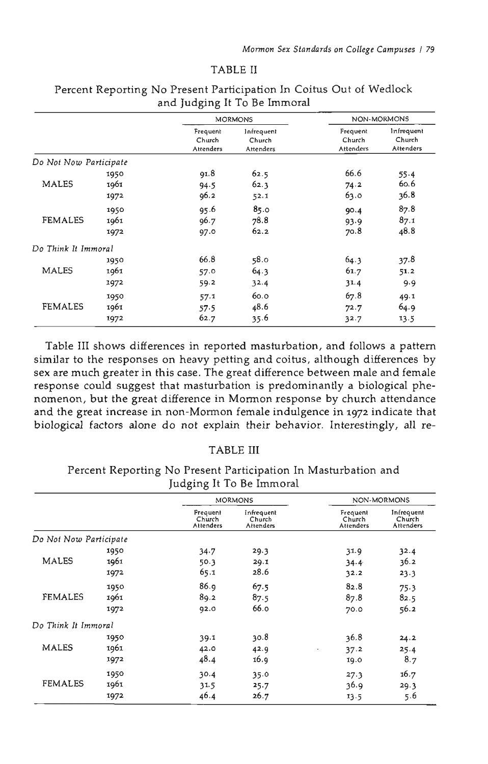TABLE II

Percent Reporting No Present Participation In Coitus Out of Wedlock and Judging It To Be Immoral

| | | MORMONS | | NON-MORMONS | |
|---|---|---|---|---|---|
| | | Frequent Church Attenders | Infrequent Church Attenders | Frequent Church Attenders | Infrequent Church Attenders |
| *Do Not Now Participate* | | | | | |
| MALES | 1950 | 91.8 | 62.5 | 66.6 | 55.4 |
| | 1961 | 94.5 | 62.3 | 74.2 | 60.6 |
| | 1972 | 96.2 | 52.1 | 63.0 | 36.8 |
| FEMALES | 1950 | 95.6 | 85.0 | 90.4 | 87.8 |
| | 1961 | 96.7 | 78.8 | 93.9 | 87.1 |
| | 1972 | 97.0 | 62.2 | 70.8 | 48.8 |
| *Do Think It Immoral* | | | | | |
| MALES | 1950 | 66.8 | 58.0 | 64.3 | 37.8 |
| | 1961 | 57.0 | 64.3 | 61.7 | 51.2 |
| | 1972 | 59.2 | 32.4 | 31.4 | 9.9 |
| FEMALES | 1950 | 57.1 | 60.0 | 67.8 | 49.1 |
| | 1961 | 57.5 | 48.6 | 72.7 | 64.9 |
| | 1972 | 62.7 | 35.6 | 32.7 | 13.5 |

Table III shows differences in reported masturbation, and follows a pattern similar to the responses on heavy petting and coitus, although differences by sex are much greater in this case. The great difference between male and female response could suggest that masturbation is predominantly a biological phenomenon, but the great difference in Mormon response by church attendance and the great increase in non-Mormon female indulgence in 1972 indicate that biological factors alone do not explain their behavior. Interestingly, all re-

TABLE III

Percent Reporting No Present Participation In Masturbation and Judging It To Be Immoral

| | | MORMONS | | NON-MORMONS | |
|---|---|---|---|---|---|
| | | Frequent Church Attenders | Infrequent Church Attenders | Frequent Church Attenders | Infrequent Church Attenders |
| *Do Not Now Participate* | | | | | |
| MALES | 1950 | 34.7 | 29.3 | 31.9 | 32.4 |
| | 1961 | 50.3 | 29.1 | 34.4 | 36.2 |
| | 1972 | 65.1 | 28.6 | 32.2 | 23.3 |
| FEMALES | 1950 | 86.9 | 67.5 | 82.8 | 75.3 |
| | 1961 | 89.2 | 87.5 | 87.8 | 82.5 |
| | 1972 | 92.0 | 66.0 | 70.0 | 56.2 |
| *Do Think It Immoral* | | | | | |
| MALES | 1950 | 39.1 | 30.8 | 36.8 | 24.2 |
| | 1961 | 42.0 | 42.9 | 37.2 | 25.4 |
| | 1972 | 48.4 | 16.9 | 19.0 | 8.7 |
| FEMALES | 1950 | 30.4 | 35.0 | 27.3 | 16.7 |
| | 1961 | 31.5 | 25.7 | 36.9 | 29.3 |
| | 1972 | 46.4 | 26.7 | 13.5 | 5.6 |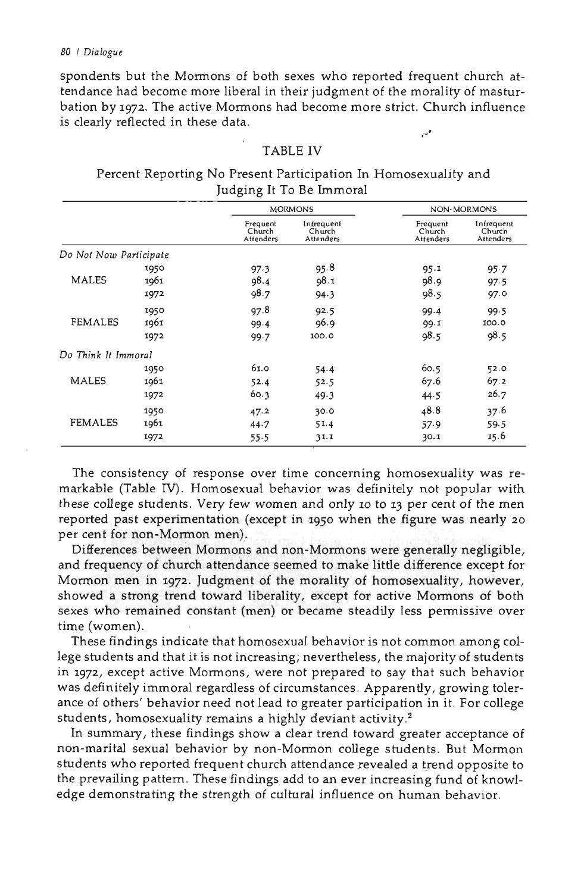spondents but the Mormons of both sexes who reported frequent church attendance had become more liberal in their judgment of the morality of masturbation by 1972. The active Mormons had become more strict. Church influence is clearly reflected in these data.

TABLE IV

Percent Reporting No Present Participation In Homosexuality and Judging It To Be Immoral

| | | MORMONS | | NON-MORMONS | |
|---|---|---|---|---|---|
| | | Frequent Church Attenders | Infrequent Church Attenders | Frequent Church Attenders | Infrequent Church Attenders |
| *Do Not Now Participate* | | | | | |
| MALES | 1950 | 97.3 | 95.8 | 95.1 | 95.7 |
| | 1961 | 98.4 | 98.1 | 98.9 | 97.5 |
| | 1972 | 98.7 | 94.3 | 98.5 | 97.0 |
| FEMALES | 1950 | 97.8 | 92.5 | 99.4 | 99.5 |
| | 1961 | 99.4 | 96.9 | 99.1 | 100.0 |
| | 1972 | 99.7 | 100.0 | 98.5 | 98.5 |
| *Do Think It Immoral* | | | | | |
| MALES | 1950 | 61.0 | 54.4 | 60.5 | 52.0 |
| | 1961 | 52.4 | 52.5 | 67.6 | 67.2 |
| | 1972 | 60.3 | 49.3 | 44.5 | 26.7 |
| FEMALES | 1950 | 47.2 | 30.0 | 48.8 | 37.6 |
| | 1961 | 44.7 | 51.4 | 57.9 | 59.5 |
| | 1972 | 55.5 | 31.1 | 30.1 | 15.6 |

The consistency of response over time concerning homosexuality was remarkable (Table IV). Homosexual behavior was definitely not popular with these college students. Very few women and only 10 to 13 per cent of the men reported past experimentation (except in 1950 when the figure was nearly 20 per cent for non-Mormon men).

Differences between Mormons and non-Mormons were generally negligible, and frequency of church attendance seemed to make little difference except for Mormon men in 1972. Judgment of the morality of homosexuality, however, showed a strong trend toward liberality, except for active Mormons of both sexes who remained constant (men) or became steadily less permissive over time (women).

These findings indicate that homosexual behavior is not common among college students and that it is not increasing; nevertheless, the majority of students in 1972, except active Mormons, were not prepared to say that such behavior was definitely immoral regardless of circumstances. Apparently, growing tolerance of others' behavior need not lead to greater participation in it. For college students, homosexuality remains a highly deviant activity.[2]

In summary, these findings show a clear trend toward greater acceptance of non-marital sexual behavior by non-Mormon college students. But Mormon students who reported frequent church attendance revealed a trend opposite to the prevailing pattern. These findings add to an ever increasing fund of knowledge demonstrating the strength of cultural influence on human behavior.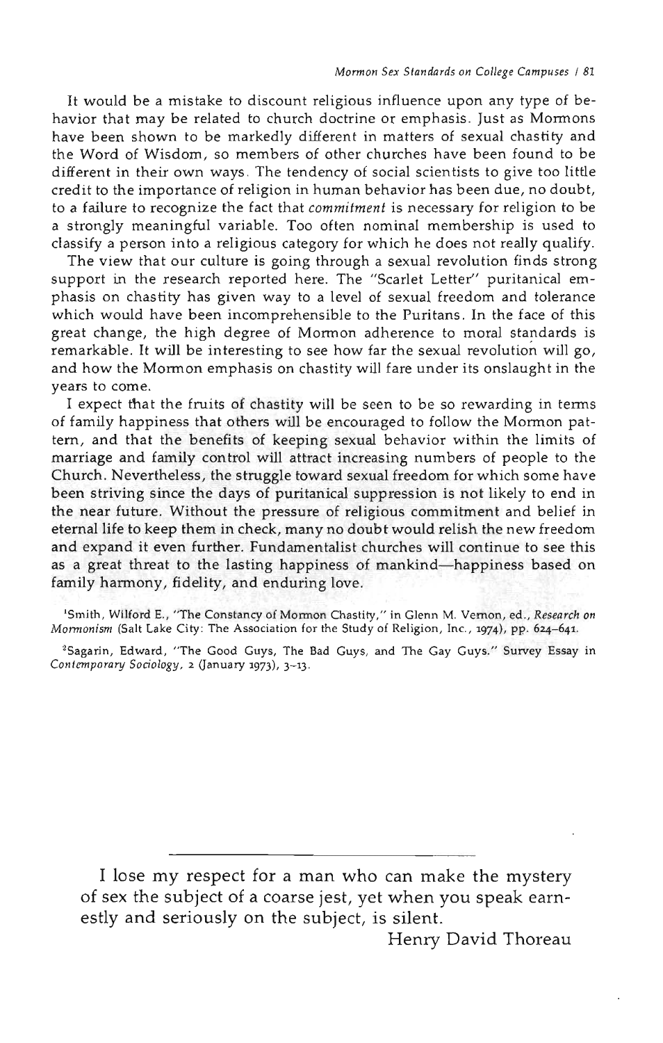It would be a mistake to discount religious influence upon any type of behavior that may be related to church doctrine or emphasis. Just as Mormons have been shown to be markedly different in matters of sexual chastity and the Word of Wisdom, so members of other churches have been found to be different in their own ways. The tendency of social scientists to give too little credit to the importance of religion in human behavior has been due, no doubt, to a failure to recognize the fact that *commitment* is necessary for religion to be a strongly meaningful variable. Too often nominal membership is used to classify a person into a religious category for which he does not really qualify.

The view that our culture is going through a sexual revolution finds strong support in the research reported here. The "Scarlet Letter" puritanical emphasis on chastity has given way to a level of sexual freedom and tolerance which would have been incomprehensible to the Puritans. In the face of this great change, the high degree of Mormon adherence to moral standards is remarkable. It will be interesting to see how far the sexual revolution will go, and how the Mormon emphasis on chastity will fare under its onslaught in the years to come.

I expect that the fruits of chastity will be seen to be so rewarding in terms of family happiness that others will be encouraged to follow the Mormon pattern, and that the benefits of keeping sexual behavior within the limits of marriage and family control will attract increasing numbers of people to the Church. Nevertheless, the struggle toward sexual freedom for which some have been striving since the days of puritanical suppression is not likely to end in the near future. Without the pressure of religious commitment and belief in eternal life to keep them in check, many no doubt would relish the new freedom and expand it even further. Fundamentalist churches will continue to see this as a great threat to the lasting happiness of mankind—happiness based on family harmony, fidelity, and enduring love.

[1] Smith, Wilford E., "The Constancy of Mormon Chastity," in Glenn M. Vernon, ed., *Research on Mormonism* (Salt Lake City: The Association for the Study of Religion, Inc., 1974), pp. 624–641.

[2] Sagarin, Edward, "The Good Guys, The Bad Guys, and The Gay Guys." Survey Essay in *Contemporary Sociology*, 2 (January 1973), 3–13.

---

I lose my respect for a man who can make the mystery of sex the subject of a coarse jest, yet when you speak earnestly and seriously on the subject, is silent.

Henry David Thoreau